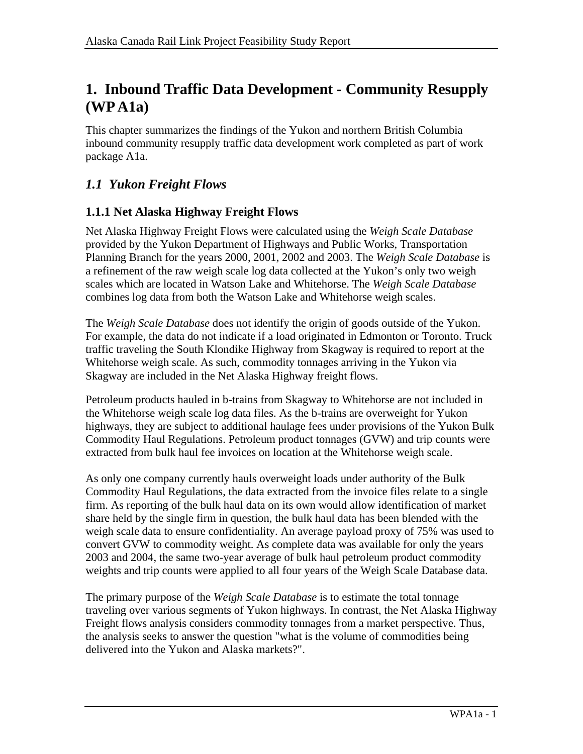# 1. Inbound Traffic Data Development - Community Resupply (WP A1a)

This chapter summarizes the findings of the Yukon and northern British Columbia inbound community resupply traffic data development work completed as part of work package A1a.

## *1.1 Yukon Freight Flows*

### 1.1.1 Net Alaska Highway Freight Flows

Net Alaska Highway Freight Flows were calculated using the *Weigh Scale Database* provided by the Yukon Department of Highways and Public Works, Transportation Planning Branch for the years 2000, 2001, 2002 and 2003. The *Weigh Scale Database* is a refinement of the raw weigh scale log data collected at the Yukon's only two weigh scales which are located in Watson Lake and Whitehorse. The *Weigh Scale Database* combines log data from both the Watson Lake and Whitehorse weigh scales.

The *Weigh Scale Database* does not identify the origin of goods outside of the Yukon. For example, the data do not indicate if a load originated in Edmonton or Toronto. Truck traffic traveling the South Klondike Highway from Skagway is required to report at the Whitehorse weigh scale. As such, commodity tonnages arriving in the Yukon via Skagway are included in the Net Alaska Highway freight flows.

Petroleum products hauled in b-trains from Skagway to Whitehorse are not included in the Whitehorse weigh scale log data files. As the b-trains are overweight for Yukon highways, they are subject to additional haulage fees under provisions of the Yukon Bulk Commodity Haul Regulations. Petroleum product tonnages (GVW) and trip counts were extracted from bulk haul fee invoices on location at the Whitehorse weigh scale.

As only one company currently hauls overweight loads under authority of the Bulk Commodity Haul Regulations, the data extracted from the invoice files relate to a single firm. As reporting of the bulk haul data on its own would allow identification of market share held by the single firm in question, the bulk haul data has been blended with the weigh scale data to ensure confidentiality. An average payload proxy of 75% was used to convert GVW to commodity weight. As complete data was available for only the years 2003 and 2004, the same two-year average of bulk haul petroleum product commodity weights and trip counts were applied to all four years of the Weigh Scale Database data.

The primary purpose of the *Weigh Scale Database* is to estimate the total tonnage traveling over various segments of Yukon highways. In contrast, the Net Alaska Highway Freight flows analysis considers commodity tonnages from a market perspective. Thus, the analysis seeks to answer the question "what is the volume of commodities being delivered into the Yukon and Alaska markets?".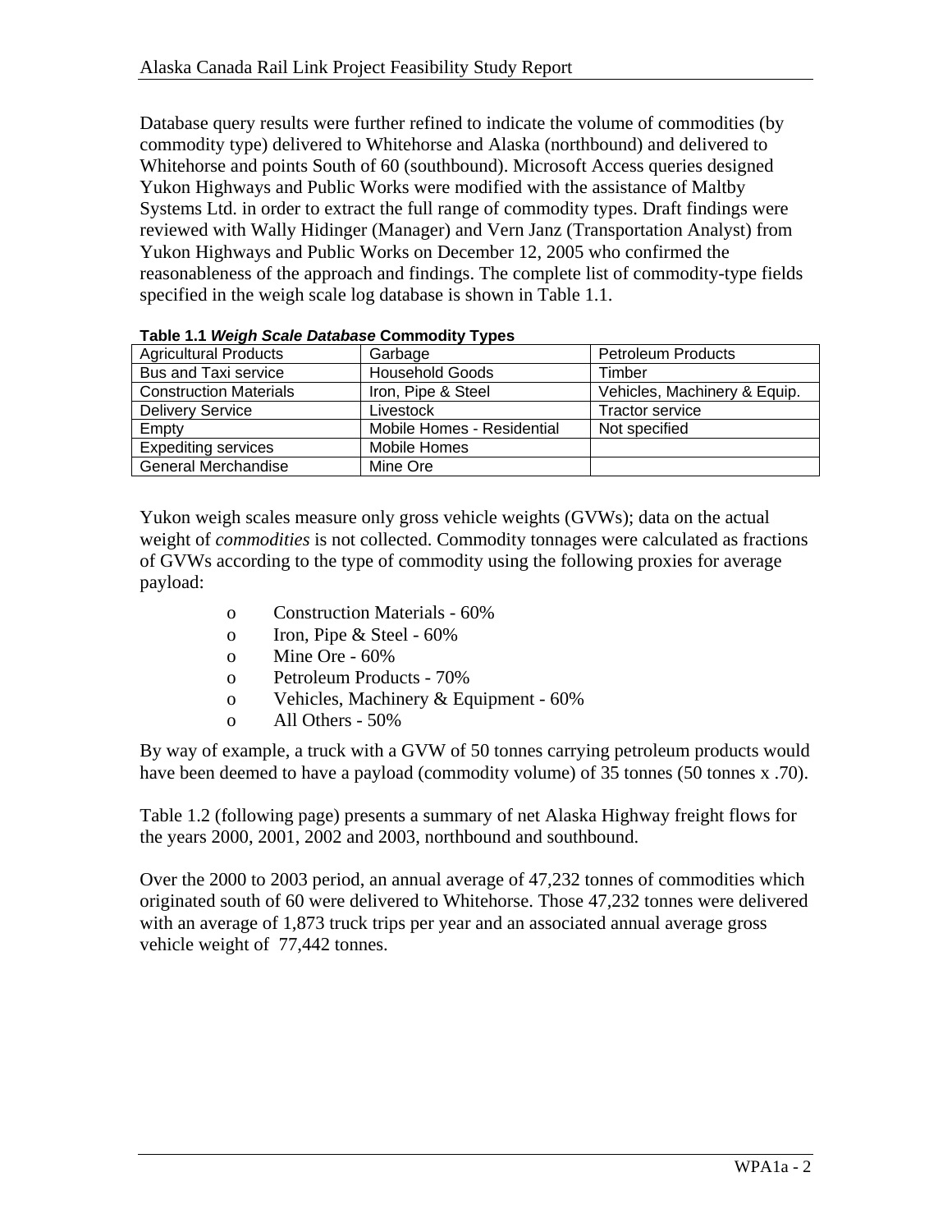Database query results were further refined to indicate the volume of commodities (by commodity type) delivered to Whitehorse and Alaska (northbound) and delivered to Whitehorse and points South of 60 (southbound). Microsoft Access queries designed Yukon Highways and Public Works were modified with the assistance of Maltby Systems Ltd. in order to extract the full range of commodity types. Draft findings were reviewed with Wally Hidinger (Manager) and Vern Janz (Transportation Analyst) from Yukon Highways and Public Works on December 12, 2005 who confirmed the reasonableness of the approach and findings. The complete list of commodity-type fields specified in the weigh scale log database is shown in Table 1.1.

**Table 1.1 *Weigh Scale Database* Commodity Types**

| | | |
|---|---|---|
| Agricultural Products | Garbage | Petroleum Products |
| Bus and Taxi service | Household Goods | Timber |
| Construction Materials | Iron, Pipe & Steel | Vehicles, Machinery & Equip. |
| Delivery Service | Livestock | Tractor service |
| Empty | Mobile Homes - Residential | Not specified |
| Expediting services | Mobile Homes | |
| General Merchandise | Mine Ore | |

Yukon weigh scales measure only gross vehicle weights (GVWs); data on the actual weight of *commodities* is not collected. Commodity tonnages were calculated as fractions of GVWs according to the type of commodity using the following proxies for average payload:

- Construction Materials - 60%
- Iron, Pipe & Steel - 60%
- Mine Ore - 60%
- Petroleum Products - 70%
- Vehicles, Machinery & Equipment - 60%
- All Others - 50%

By way of example, a truck with a GVW of 50 tonnes carrying petroleum products would have been deemed to have a payload (commodity volume) of 35 tonnes (50 tonnes x .70).

Table 1.2 (following page) presents a summary of net Alaska Highway freight flows for the years 2000, 2001, 2002 and 2003, northbound and southbound.

Over the 2000 to 2003 period, an annual average of 47,232 tonnes of commodities which originated south of 60 were delivered to Whitehorse. Those 47,232 tonnes were delivered with an average of 1,873 truck trips per year and an associated annual average gross vehicle weight of 77,442 tonnes.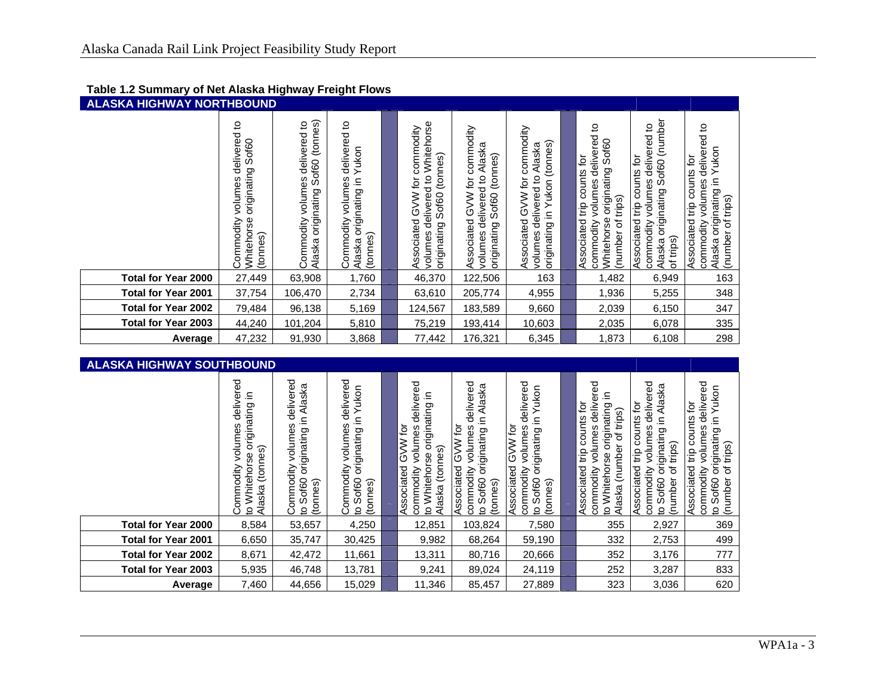**Table 1.2 Summary of Net Alaska Highway Freight Flows**

**ALASKA HIGHWAY NORTHBOUND**

| | Commodity volumes delivered to Whitehorse originating Sof60 (tonnes) | Commodity volumes delivered to Alaska originating Sof60 (tonnes) | Commodity volumes delivered to Alaska originating in Yukon (tonnes) | Associated GVW for commodity volumes delivered to Whitehorse originating Sof60 (tonnes) | Associated GVW for commodity volumes delivered to Alaska originating Sof60 (tonnes) | Associated GVW for commodity volumes delivered to Alaska originating in Yukon (tonnes) | Associated trip counts for commodity volumes delivered to Whitehorse originating Sof60 (number of trips) | Associated trip counts for commodity volumes delivered to Alaska originating Sof60 (number of trips) | Associated trip counts for commodity volumes delivered to Alaska originating in Yukon (number of trips) |
|---|---|---|---|---|---|---|---|---|---|
| **Total for Year 2000** | 27,449 | 63,908 | 1,760 | 46,370 | 122,506 | 163 | 1,482 | 6,949 | 163 |
| **Total for Year 2001** | 37,754 | 106,470 | 2,734 | 63,610 | 205,774 | 4,955 | 1,936 | 5,255 | 348 |
| **Total for Year 2002** | 79,484 | 96,138 | 5,169 | 124,567 | 183,589 | 9,660 | 2,039 | 6,150 | 347 |
| **Total for Year 2003** | 44,240 | 101,204 | 5,810 | 75,219 | 193,414 | 10,603 | 2,035 | 6,078 | 335 |
| **Average** | 47,232 | 91,930 | 3,868 | 77,442 | 176,321 | 6,345 | 1,873 | 6,108 | 298 |

**ALASKA HIGHWAY SOUTHBOUND**

| | Commodity volumes delivered to Whitehorse originating in Alaska (tonnes) | Commodity volumes delivered to Sof60 originating in Alaska (tonnes) | Commodity volumes delivered to Sof60 originating in Yukon (tonnes) | Associated GVW for commodity volumes delivered to Whitehorse originating in Alaska (tonnes) | Associated GVW for commodity volumes delivered to Sof60 originating in Alaska (tonnes) | Associated GVW for commodity volumes delivered to Sof60 originating in Yukon (tonnes) | Associated trip counts for commodity volumes delivered to Whitehorse originating in Alaska (number of trips) | Associated trip counts for commodity volumes delivered to Sof60 originating in Alaska (number of trips) | Associated trip counts for commodity volumes delivered to Sof60 originating in Yukon (number of trips) |
|---|---|---|---|---|---|---|---|---|---|
| **Total for Year 2000** | 8,584 | 53,657 | 4,250 | 12,851 | 103,824 | 7,580 | 355 | 2,927 | 369 |
| **Total for Year 2001** | 6,650 | 35,747 | 30,425 | 9,982 | 68,264 | 59,190 | 332 | 2,753 | 499 |
| **Total for Year 2002** | 8,671 | 42,472 | 11,661 | 13,311 | 80,716 | 20,666 | 352 | 3,176 | 777 |
| **Total for Year 2003** | 5,935 | 46,748 | 13,781 | 9,241 | 89,024 | 24,119 | 252 | 3,287 | 833 |
| **Average** | 7,460 | 44,656 | 15,029 | 11,346 | 85,457 | 27,889 | 323 | 3,036 | 620 |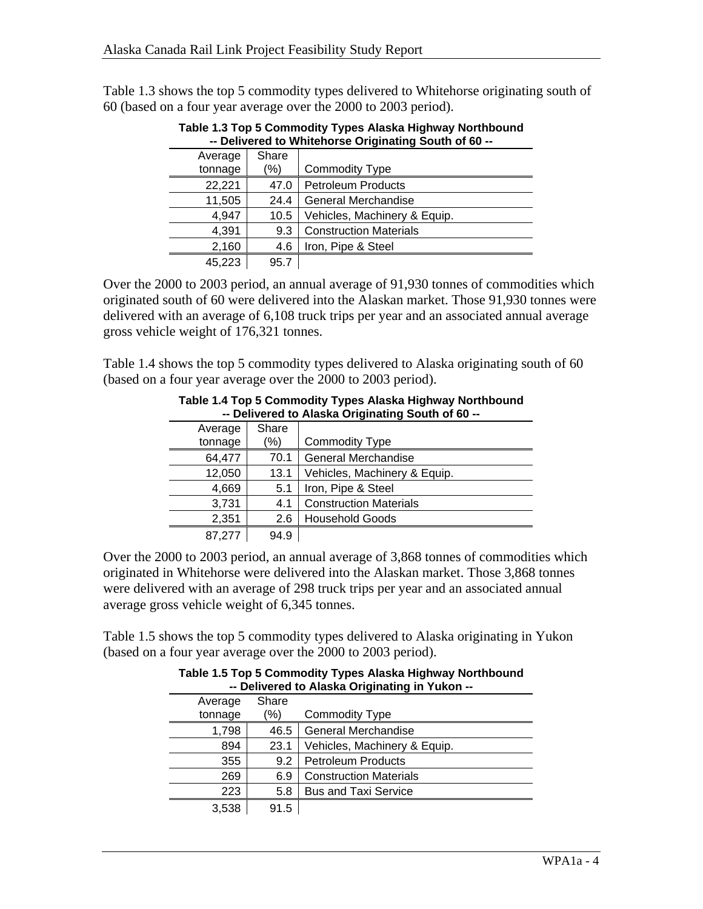Table 1.3 shows the top 5 commodity types delivered to Whitehorse originating south of 60 (based on a four year average over the 2000 to 2003 period).

**Table 1.3 Top 5 Commodity Types Alaska Highway Northbound -- Delivered to Whitehorse Originating South of 60 --**

| Average tonnage | Share (%) | Commodity Type |
|---:|---:|---|
| 22,221 | 47.0 | Petroleum Products |
| 11,505 | 24.4 | General Merchandise |
| 4,947 | 10.5 | Vehicles, Machinery & Equip. |
| 4,391 | 9.3 | Construction Materials |
| 2,160 | 4.6 | Iron, Pipe & Steel |
| 45,223 | 95.7 | |

Over the 2000 to 2003 period, an annual average of 91,930 tonnes of commodities which originated south of 60 were delivered into the Alaskan market. Those 91,930 tonnes were delivered with an average of 6,108 truck trips per year and an associated annual average gross vehicle weight of 176,321 tonnes.

Table 1.4 shows the top 5 commodity types delivered to Alaska originating south of 60 (based on a four year average over the 2000 to 2003 period).

**Table 1.4 Top 5 Commodity Types Alaska Highway Northbound -- Delivered to Alaska Originating South of 60 --**

| Average tonnage | Share (%) | Commodity Type |
|---:|---:|---|
| 64,477 | 70.1 | General Merchandise |
| 12,050 | 13.1 | Vehicles, Machinery & Equip. |
| 4,669 | 5.1 | Iron, Pipe & Steel |
| 3,731 | 4.1 | Construction Materials |
| 2,351 | 2.6 | Household Goods |
| 87,277 | 94.9 | |

Over the 2000 to 2003 period, an annual average of 3,868 tonnes of commodities which originated in Whitehorse were delivered into the Alaskan market. Those 3,868 tonnes were delivered with an average of 298 truck trips per year and an associated annual average gross vehicle weight of 6,345 tonnes.

Table 1.5 shows the top 5 commodity types delivered to Alaska originating in Yukon (based on a four year average over the 2000 to 2003 period).

**Table 1.5 Top 5 Commodity Types Alaska Highway Northbound -- Delivered to Alaska Originating in Yukon --**

| Average tonnage | Share (%) | Commodity Type |
|---:|---:|---|
| 1,798 | 46.5 | General Merchandise |
| 894 | 23.1 | Vehicles, Machinery & Equip. |
| 355 | 9.2 | Petroleum Products |
| 269 | 6.9 | Construction Materials |
| 223 | 5.8 | Bus and Taxi Service |
| 3,538 | 91.5 | |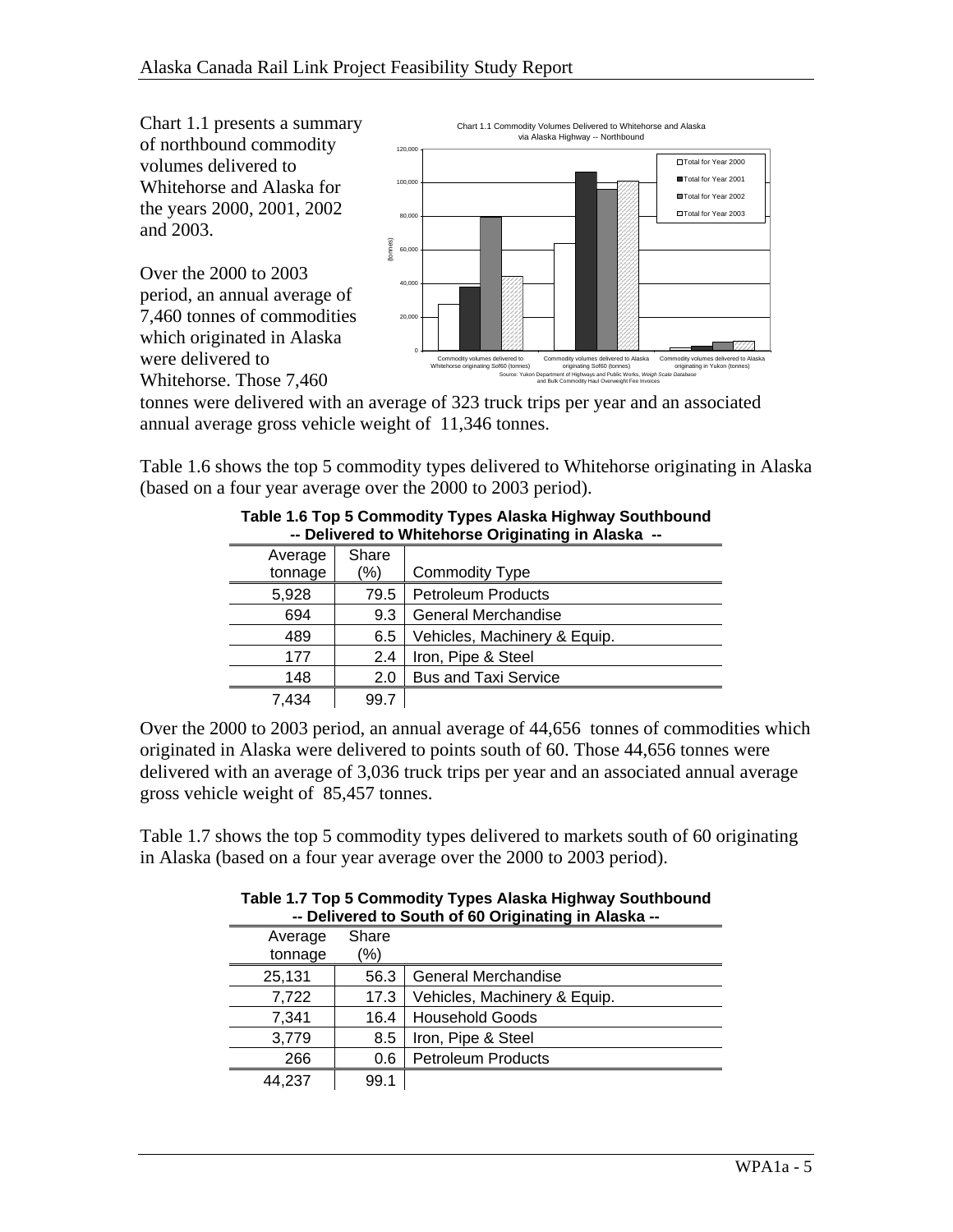Chart 1.1 presents a summary of northbound commodity volumes delivered to Whitehorse and Alaska for the years 2000, 2001, 2002 and 2003.

Chart 1.1 Commodity Volumes Delivered to Whitehorse and Alaska via Alaska Highway -- Northbound

Source: Yukon Department of Highways and Public Works, *Weigh Scale Database* and Bulk Commodity Haul Overweight Fee Invoices

Over the 2000 to 2003 period, an annual average of 7,460 tonnes of commodities which originated in Alaska were delivered to Whitehorse. Those 7,460 tonnes were delivered with an average of 323 truck trips per year and an associated annual average gross vehicle weight of 11,346 tonnes.

Table 1.6 shows the top 5 commodity types delivered to Whitehorse originating in Alaska (based on a four year average over the 2000 to 2003 period).

**Table 1.6 Top 5 Commodity Types Alaska Highway Southbound -- Delivered to Whitehorse Originating in Alaska --**

| Average tonnage | Share (%) | Commodity Type |
|---|---|---|
| 5,928 | 79.5 | Petroleum Products |
| 694 | 9.3 | General Merchandise |
| 489 | 6.5 | Vehicles, Machinery & Equip. |
| 177 | 2.4 | Iron, Pipe & Steel |
| 148 | 2.0 | Bus and Taxi Service |
| 7,434 | 99.7 | |

Over the 2000 to 2003 period, an annual average of 44,656 tonnes of commodities which originated in Alaska were delivered to points south of 60. Those 44,656 tonnes were delivered with an average of 3,036 truck trips per year and an associated annual average gross vehicle weight of 85,457 tonnes.

Table 1.7 shows the top 5 commodity types delivered to markets south of 60 originating in Alaska (based on a four year average over the 2000 to 2003 period).

**Table 1.7 Top 5 Commodity Types Alaska Highway Southbound -- Delivered to South of 60 Originating in Alaska --**

| Average tonnage | Share (%) | |
|---|---|---|
| 25,131 | 56.3 | General Merchandise |
| 7,722 | 17.3 | Vehicles, Machinery & Equip. |
| 7,341 | 16.4 | Household Goods |
| 3,779 | 8.5 | Iron, Pipe & Steel |
| 266 | 0.6 | Petroleum Products |
| 44,237 | 99.1 | |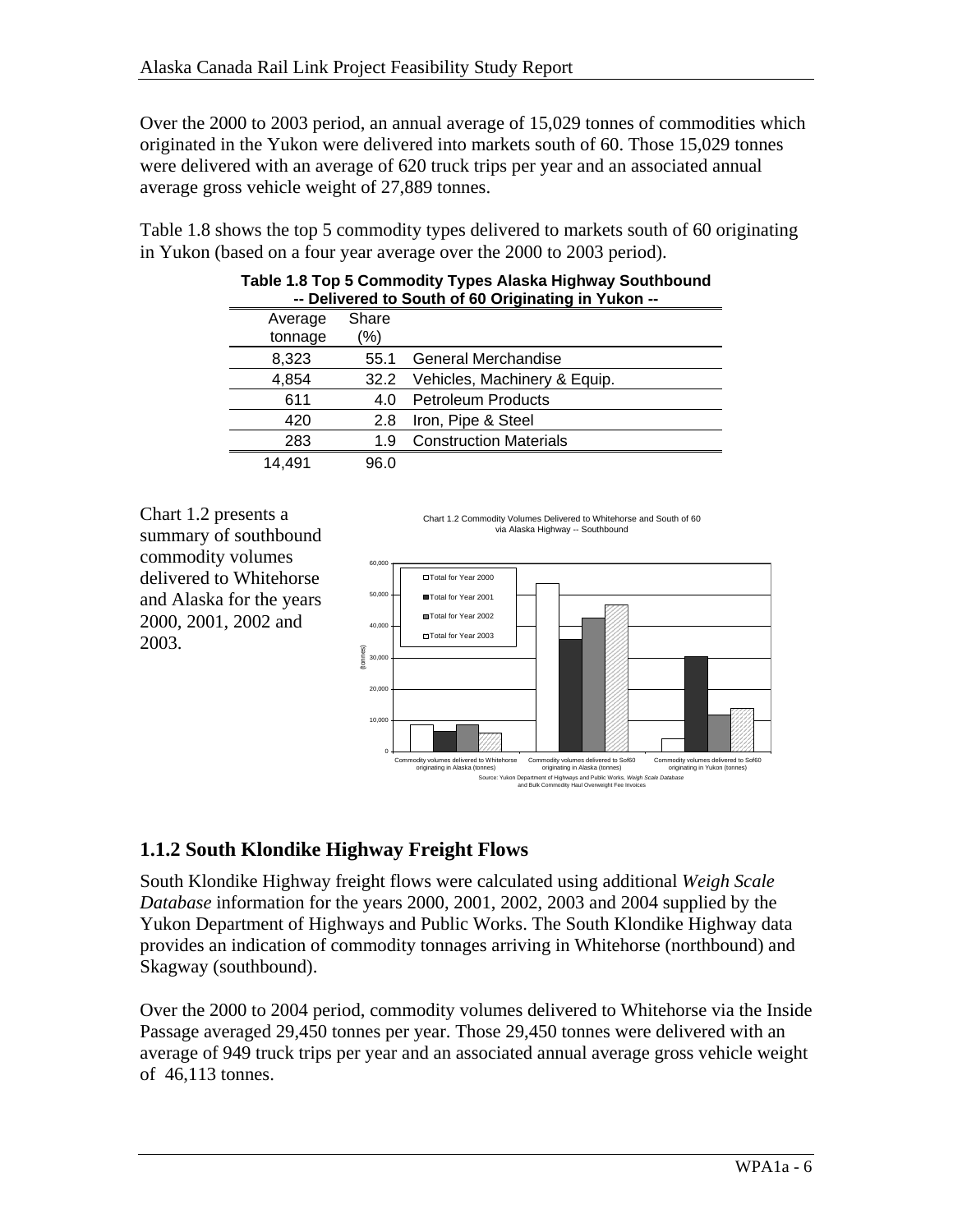Over the 2000 to 2003 period, an annual average of 15,029 tonnes of commodities which originated in the Yukon were delivered into markets south of 60. Those 15,029 tonnes were delivered with an average of 620 truck trips per year and an associated annual average gross vehicle weight of 27,889 tonnes.

Table 1.8 shows the top 5 commodity types delivered to markets south of 60 originating in Yukon (based on a four year average over the 2000 to 2003 period).

**Table 1.8 Top 5 Commodity Types Alaska Highway Southbound -- Delivered to South of 60 Originating in Yukon --**

| Average tonnage | Share (%) | |
|---|---|---|
| 8,323 | 55.1 | General Merchandise |
| 4,854 | 32.2 | Vehicles, Machinery & Equip. |
| 611 | 4.0 | Petroleum Products |
| 420 | 2.8 | Iron, Pipe & Steel |
| 283 | 1.9 | Construction Materials |
| 14,491 | 96.0 | |

Chart 1.2 presents a summary of southbound commodity volumes delivered to Whitehorse and Alaska for the years 2000, 2001, 2002 and 2003.

Chart 1.2 Commodity Volumes Delivered to Whitehorse and South of 60 via Alaska Highway -- Southbound

Source: Yukon Department of Highways and Public Works, *Weigh Scale Database* and Bulk Commodity Haul Overweight Fee Invoices

## 1.1.2 South Klondike Highway Freight Flows

South Klondike Highway freight flows were calculated using additional *Weigh Scale Database* information for the years 2000, 2001, 2002, 2003 and 2004 supplied by the Yukon Department of Highways and Public Works. The South Klondike Highway data provides an indication of commodity tonnages arriving in Whitehorse (northbound) and Skagway (southbound).

Over the 2000 to 2004 period, commodity volumes delivered to Whitehorse via the Inside Passage averaged 29,450 tonnes per year. Those 29,450 tonnes were delivered with an average of 949 truck trips per year and an associated annual average gross vehicle weight of 46,113 tonnes.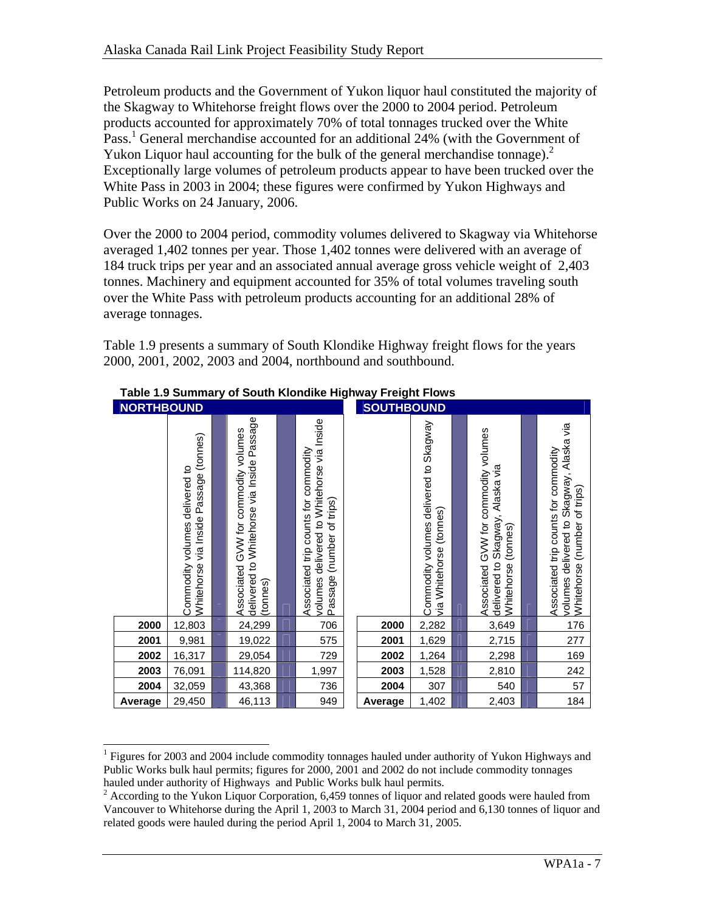Petroleum products and the Government of Yukon liquor haul constituted the majority of the Skagway to Whitehorse freight flows over the 2000 to 2004 period. Petroleum products accounted for approximately 70% of total tonnages trucked over the White Pass.[1] General merchandise accounted for an additional 24% (with the Government of Yukon Liquor haul accounting for the bulk of the general merchandise tonnage).[2] Exceptionally large volumes of petroleum products appear to have been trucked over the White Pass in 2003 in 2004; these figures were confirmed by Yukon Highways and Public Works on 24 January, 2006.

Over the 2000 to 2004 period, commodity volumes delivered to Skagway via Whitehorse averaged 1,402 tonnes per year. Those 1,402 tonnes were delivered with an average of 184 truck trips per year and an associated annual average gross vehicle weight of 2,403 tonnes. Machinery and equipment accounted for 35% of total volumes traveling south over the White Pass with petroleum products accounting for an additional 28% of average tonnages.

Table 1.9 presents a summary of South Klondike Highway freight flows for the years 2000, 2001, 2002, 2003 and 2004, northbound and southbound.

**Table 1.9 Summary of South Klondike Highway Freight Flows**

| NORTHBOUND | | | | SOUTHBOUND | | | |
|---|---|---|---|---|---|---|---|
| | Commodity volumes delivered to Whitehorse via Inside Passage (tonnes) | Associated GVW for commodity volumes delivered to Whitehorse via Inside Passage (tonnes) | Associated trip counts for commodity volumes delivered to Whitehorse via Inside Passage (number of trips) | | Commodity volumes delivered to Skagway via Whitehorse (tonnes) | Associated GVW for commodity volumes delivered to Skagway, Alaska via Whitehorse (tonnes) | Associated trip counts for commodity volumes delivered to Skagway, Alaska via Whitehorse (number of trips) |
| **2000** | 12,803 | 24,299 | 706 | **2000** | 2,282 | 3,649 | 176 |
| **2001** | 9,981 | 19,022 | 575 | **2001** | 1,629 | 2,715 | 277 |
| **2002** | 16,317 | 29,054 | 729 | **2002** | 1,264 | 2,298 | 169 |
| **2003** | 76,091 | 114,820 | 1,997 | **2003** | 1,528 | 2,810 | 242 |
| **2004** | 32,059 | 43,368 | 736 | **2004** | 307 | 540 | 57 |
| **Average** | 29,450 | 46,113 | 949 | **Average** | 1,402 | 2,403 | 184 |

---

[1] Figures for 2003 and 2004 include commodity tonnages hauled under authority of Yukon Highways and Public Works bulk haul permits; figures for 2000, 2001 and 2002 do not include commodity tonnages hauled under authority of Highways and Public Works bulk haul permits.

[2] According to the Yukon Liquor Corporation, 6,459 tonnes of liquor and related goods were hauled from Vancouver to Whitehorse during the April 1, 2003 to March 31, 2004 period and 6,130 tonnes of liquor and related goods were hauled during the period April 1, 2004 to March 31, 2005.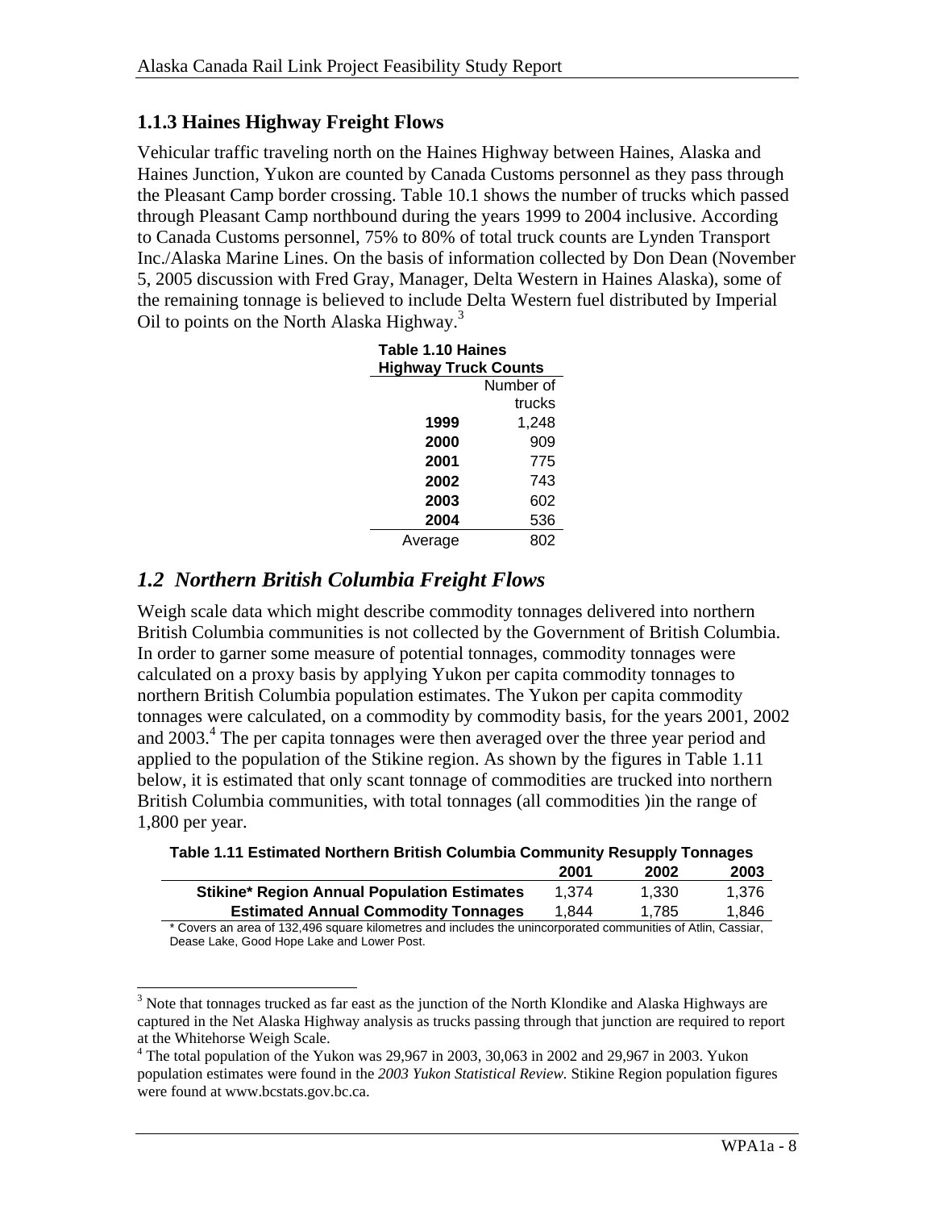### 1.1.3 Haines Highway Freight Flows

Vehicular traffic traveling north on the Haines Highway between Haines, Alaska and Haines Junction, Yukon are counted by Canada Customs personnel as they pass through the Pleasant Camp border crossing. Table 10.1 shows the number of trucks which passed through Pleasant Camp northbound during the years 1999 to 2004 inclusive. According to Canada Customs personnel, 75% to 80% of total truck counts are Lynden Transport Inc./Alaska Marine Lines. On the basis of information collected by Don Dean (November 5, 2005 discussion with Fred Gray, Manager, Delta Western in Haines Alaska), some of the remaining tonnage is believed to include Delta Western fuel distributed by Imperial Oil to points on the North Alaska Highway.[3]

**Table 1.10 Haines Highway Truck Counts**

| | Number of trucks |
|---|---|
| **1999** | 1,248 |
| **2000** | 909 |
| **2001** | 775 |
| **2002** | 743 |
| **2003** | 602 |
| **2004** | 536 |
| Average | 802 |

## *1.2 Northern British Columbia Freight Flows*

Weigh scale data which might describe commodity tonnages delivered into northern British Columbia communities is not collected by the Government of British Columbia. In order to garner some measure of potential tonnages, commodity tonnages were calculated on a proxy basis by applying Yukon per capita commodity tonnages to northern British Columbia population estimates. The Yukon per capita commodity tonnages were calculated, on a commodity by commodity basis, for the years 2001, 2002 and 2003.[4] The per capita tonnages were then averaged over the three year period and applied to the population of the Stikine region. As shown by the figures in Table 1.11 below, it is estimated that only scant tonnage of commodities are trucked into northern British Columbia communities, with total tonnages (all commodities )in the range of 1,800 per year.

**Table 1.11 Estimated Northern British Columbia Community Resupply Tonnages**

| | 2001 | 2002 | 2003 |
|---|---|---|---|
| **Stikine\* Region Annual Population Estimates** | 1,374 | 1,330 | 1,376 |
| **Estimated Annual Commodity Tonnages** | 1,844 | 1,785 | 1,846 |

\* Covers an area of 132,496 square kilometres and includes the unincorporated communities of Atlin, Cassiar, Dease Lake, Good Hope Lake and Lower Post.

---

[3] Note that tonnages trucked as far east as the junction of the North Klondike and Alaska Highways are captured in the Net Alaska Highway analysis as trucks passing through that junction are required to report at the Whitehorse Weigh Scale.

[4] The total population of the Yukon was 29,967 in 2003, 30,063 in 2002 and 29,967 in 2003. Yukon population estimates were found in the *2003 Yukon Statistical Review.* Stikine Region population figures were found at www.bcstats.gov.bc.ca.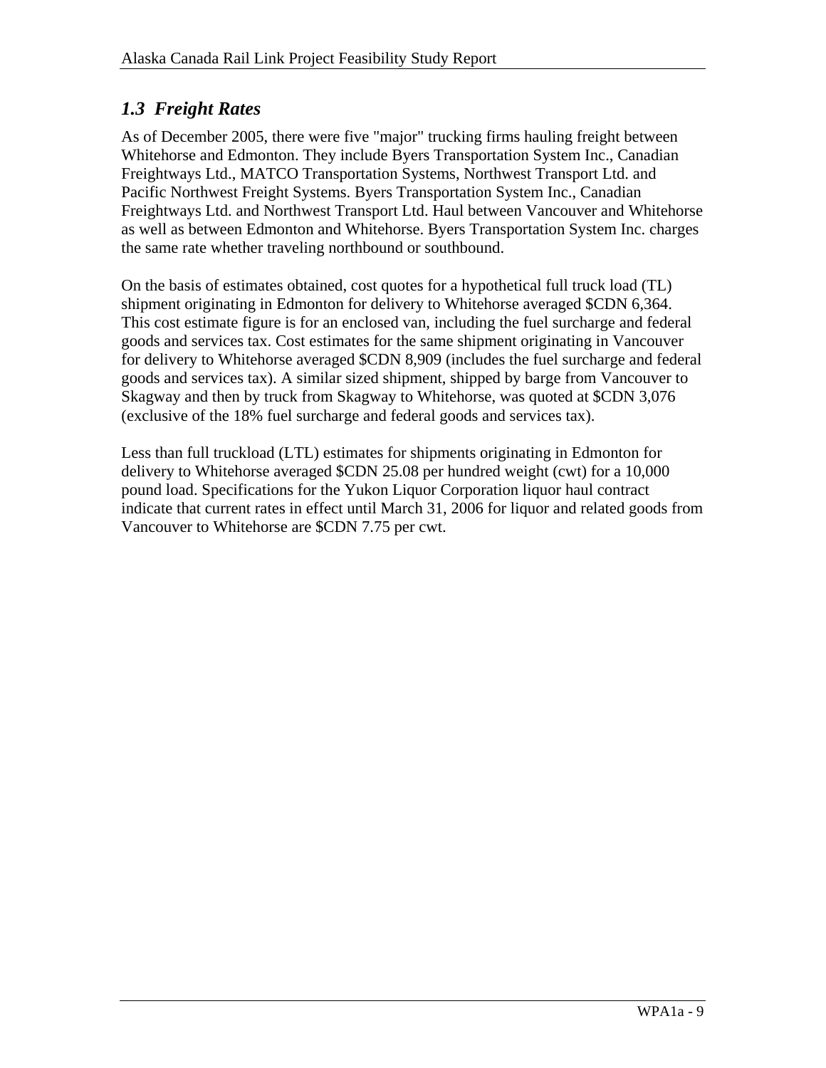## *1.3 Freight Rates*

As of December 2005, there were five "major" trucking firms hauling freight between Whitehorse and Edmonton. They include Byers Transportation System Inc., Canadian Freightways Ltd., MATCO Transportation Systems, Northwest Transport Ltd. and Pacific Northwest Freight Systems. Byers Transportation System Inc., Canadian Freightways Ltd. and Northwest Transport Ltd. Haul between Vancouver and Whitehorse as well as between Edmonton and Whitehorse. Byers Transportation System Inc. charges the same rate whether traveling northbound or southbound.

On the basis of estimates obtained, cost quotes for a hypothetical full truck load (TL) shipment originating in Edmonton for delivery to Whitehorse averaged $CDN 6,364. This cost estimate figure is for an enclosed van, including the fuel surcharge and federal goods and services tax. Cost estimates for the same shipment originating in Vancouver for delivery to Whitehorse averaged $CDN 8,909 (includes the fuel surcharge and federal goods and services tax). A similar sized shipment, shipped by barge from Vancouver to Skagway and then by truck from Skagway to Whitehorse, was quoted at $CDN 3,076 (exclusive of the 18% fuel surcharge and federal goods and services tax).

Less than full truckload (LTL) estimates for shipments originating in Edmonton for delivery to Whitehorse averaged $CDN 25.08 per hundred weight (cwt) for a 10,000 pound load. Specifications for the Yukon Liquor Corporation liquor haul contract indicate that current rates in effect until March 31, 2006 for liquor and related goods from Vancouver to Whitehorse are $CDN 7.75 per cwt.